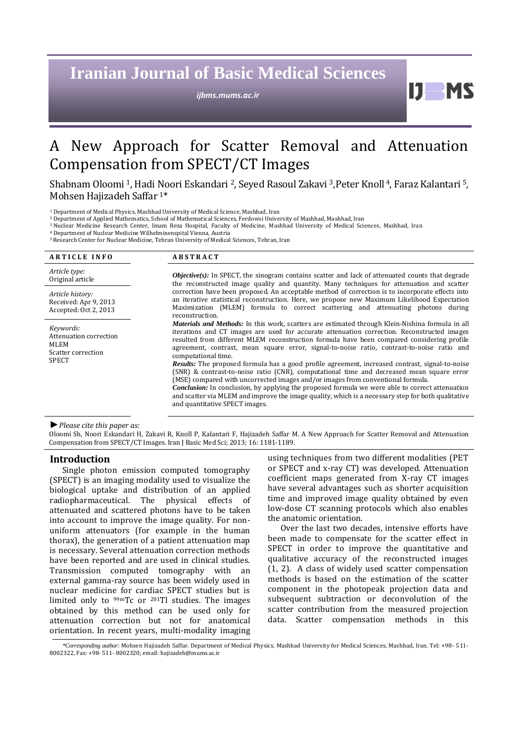# A New Approach for Scatter Removal and Attenuation Compensation from SPECT/CT Images

Shabnam Oloomi [1], Hadi Noori Eskandari [2], Seyed Rasoul Zakavi [3], Peter Knoll [4], Faraz Kalantari [5], Mohsen Hajizadeh Saffar [1]*

[1] Department of Medical Physics, Mashhad University of Medical Science, Mashhad, Iran
[2] Department of Applied Mathematics, School of Mathematical Sciences, Ferdowsi University of Mashhad, Mashhad, Iran
[3] Nuclear Medicine Research Center, Imam Reza Hospital, Faculty of Medicine, Mashhad University of Medical Sciences, Mashhad, Iran
[4] Department of Nuclear Medicine Wilhelminenspital Vienna, Austria
[5] Research Center for Nuclear Medicine, Tehran University of Medical Sciences, Tehran, Iran

**ARTICLE INFO**

*Article type:*
Original article

*Article history:*
Received: Apr 9, 2013
Accepted: Oct 2, 2013

*Keywords:*
Attenuation correction
MLEM
Scatter correction
SPECT

**ABSTRACT**

***Objective(s):*** In SPECT, the sinogram contains scatter and lack of attenuated counts that degrade the reconstructed image quality and quantity. Many techniques for attenuation and scatter correction have been proposed. An acceptable method of correction is to incorporate effects into an iterative statistical reconstruction. Here, we propose new Maximum Likelihood Expectation Maximization (MLEM) formula to correct scattering and attenuating photons during reconstruction.

***Materials and Methods:*** In this work, scatters are estimated through Klein-Nishina formula in all iterations and CT images are used for accurate attenuation correction. Reconstructed images resulted from different MLEM reconstruction formula have been compared considering profile agreement, contrast, mean square error, signal-to-noise ratio, contrast-to-noise ratio and computational time.

***Results:*** The proposed formula has a good profile agreement, increased contrast, signal-to-noise (SNR) & contrast-to-noise ratio (CNR), computational time and decreased mean square error (MSE) compared with uncorrected images and/or images from conventional formula.

***Conclusion:*** In conclusion, by applying the proposed formula we were able to correct attenuation and scatter via MLEM and improve the image quality, which is a necessary step for both qualitative and quantitative SPECT images.

► *Please cite this paper as:*

Oloomi Sh, Noori Eskandari H, Zakavi R, Knoll P, Kalantari F, Hajizadeh Saffar M. A New Approach for Scatter Removal and Attenuation Compensation from SPECT/CT Images. Iran J Basic Med Sci; 2013; 16: 1181-1189.

## Introduction

Single photon emission computed tomography (SPECT) is an imaging modality used to visualize the biological uptake and distribution of an applied radiopharmaceutical. The physical effects of attenuated and scattered photons have to be taken into account to improve the image quality. For non-uniform attenuators (for example in the human thorax), the generation of a patient attenuation map is necessary. Several attenuation correction methods have been reported and are used in clinical studies. Transmission computed tomography with an external gamma-ray source has been widely used in nuclear medicine for cardiac SPECT studies but is limited only to $^{99m}$Tc or $^{201}$Tl studies. The images obtained by this method can be used only for attenuation correction but not for anatomical orientation. In recent years, multi-modality imaging using techniques from two different modalities (PET or SPECT and x-ray CT) was developed. Attenuation coefficient maps generated from X-ray CT images have several advantages such as shorter acquisition time and improved image quality obtained by even low-dose CT scanning protocols which also enables the anatomic orientation.

Over the last two decades, intensive efforts have been made to compensate for the scatter effect in SPECT in order to improve the quantitative and qualitative accuracy of the reconstructed images (1, 2). A class of widely used scatter compensation methods is based on the estimation of the scatter component in the photopeak projection data and subsequent subtraction or deconvolution of the scatter contribution from the measured projection data. Scatter compensation methods in this

*\*Corresponding author:* Mohsen Hajizadeh Saffar. Department of Medical Physics, Mashhad University for Medical Sciences, Mashhad, Iran. Tel: +98- 511- 8002322, Fax: +98- 511- 8002320; email: hajizadeh@mums.ac.ir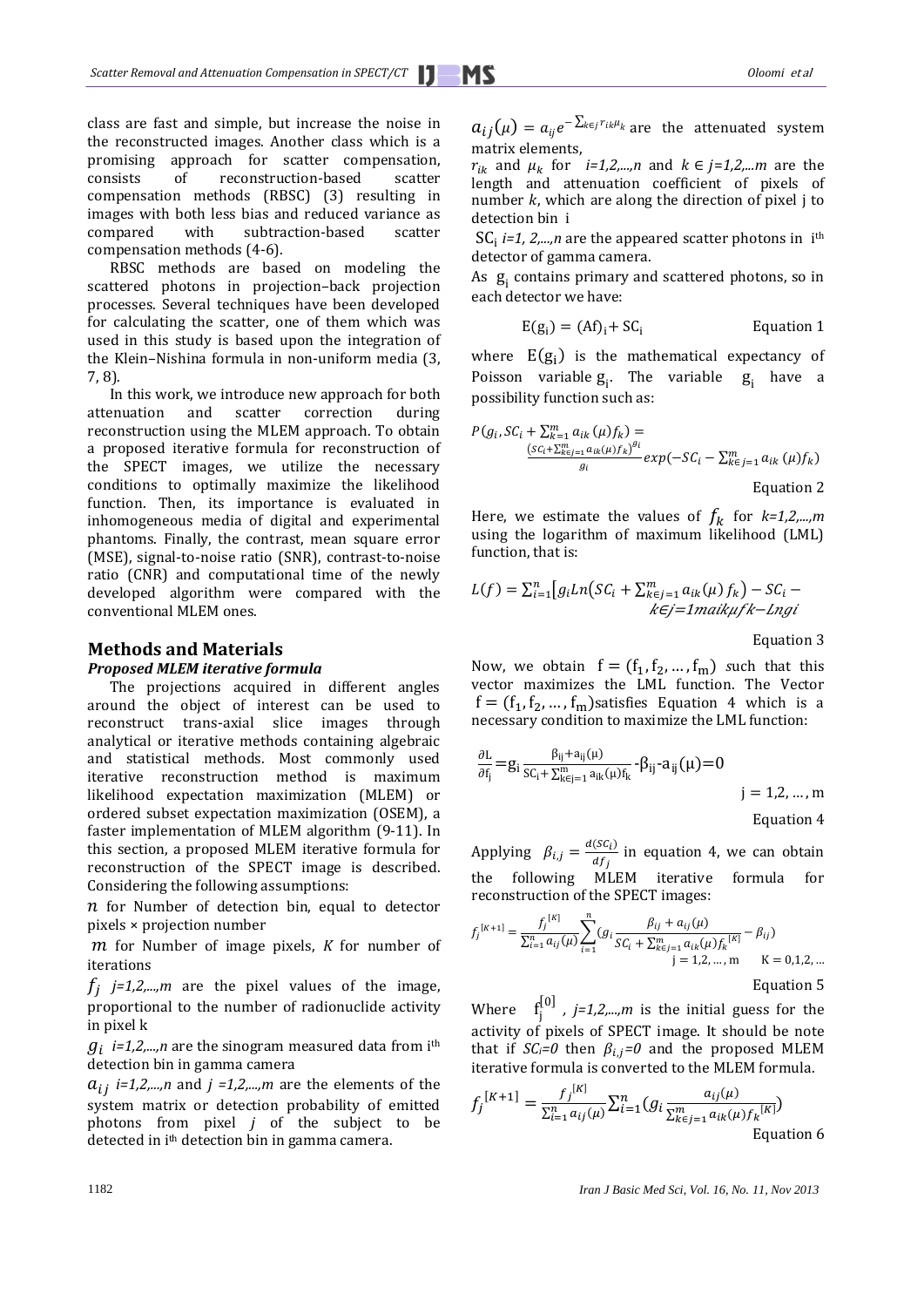class are fast and simple, but increase the noise in the reconstructed images. Another class which is a promising approach for scatter compensation, consists of reconstruction-based scatter compensation methods (RBSC) (3) resulting in images with both less bias and reduced variance as compared with subtraction-based scatter compensation methods (4-6).

RBSC methods are based on modeling the scattered photons in projection–back projection processes. Several techniques have been developed for calculating the scatter, one of them which was used in this study is based upon the integration of the Klein–Nishina formula in non-uniform media (3, 7, 8).

In this work, we introduce new approach for both attenuation and scatter correction during reconstruction using the MLEM approach. To obtain a proposed iterative formula for reconstruction of the SPECT images, we utilize the necessary conditions to optimally maximize the likelihood function. Then, its importance is evaluated in inhomogeneous media of digital and experimental phantoms. Finally, the contrast, mean square error (MSE), signal-to-noise ratio (SNR), contrast-to-noise ratio (CNR) and computational time of the newly developed algorithm were compared with the conventional MLEM ones.

## Methods and Materials

### *Proposed MLEM iterative formula*

The projections acquired in different angles around the object of interest can be used to reconstruct trans-axial slice images through analytical or iterative methods containing algebraic and statistical methods. Most commonly used iterative reconstruction method is maximum likelihood expectation maximization (MLEM) or ordered subset expectation maximization (OSEM), a faster implementation of MLEM algorithm (9-11). In this section, a proposed MLEM iterative formula for reconstruction of the SPECT image is described. Considering the following assumptions:

$n$ for Number of detection bin, equal to detector pixels × projection number

$m$ for Number of image pixels, $K$ for number of iterations

$f_j$ *j=1,2,...,m* are the pixel values of the image, proportional to the number of radionuclide activity in pixel k

$g_i$ *i=1,2,...,n* are the sinogram measured data from i[th] detection bin in gamma camera

$a_{ij}$ *i=1,2,...,n* and *j =1,2,...,m* are the elements of the system matrix or detection probability of emitted photons from pixel *j* of the subject to be detected in i[th] detection bin in gamma camera.

$a_{ij}(\mu) = a_{ij}e^{-\sum_{k\in j} r_{ik}\mu_k}$ are the attenuated system matrix elements,

$r_{ik}$ and $\mu_k$ for *i=1,2,...,n* and $k \in j$*=1,2,...m* are the length and attenuation coefficient of pixels of number $k$, which are along the direction of pixel j to detection bin i

$SC_i$ *i=1, 2,...,n* are the appeared scatter photons in i[th] detector of gamma camera.

As $g_i$ contains primary and scattered photons, so in each detector we have:

$$E(g_i) = (Af)_i + SC_i \qquad \text{Equation 1}$$

where $E(g_i)$ is the mathematical expectancy of Poisson variable $g_i$. The variable $g_i$ have a possibility function such as:

$$P(g_i, SC_i + \sum_{k=1}^{m} a_{ik}(\mu) f_k) = \frac{(SC_i + \sum_{k\in j=1}^{m} a_{ik}(\mu) f_k)^{g_i}}{g_i} exp(-SC_i - \sum_{k\in j=1}^{m} a_{ik}(\mu) f_k)$$

Equation 2

Here, we estimate the values of $f_k$ for *k=1,2,...,m* using the logarithm of maximum likelihood (LML) function, that is:

$$L(f) = \sum_{i=1}^{n} [g_i Ln(SC_i + \sum_{k\in j=1}^{m} a_{ik}(\mu) f_k) - SC_i - k\in j=1maik\mu fk - Lngi$$

Equation 3

Now, we obtain $f = (f_1, f_2, \ldots, f_m)$ such that this vector maximizes the LML function. The Vector $f = (f_1, f_2, \ldots, f_m)$ satisfies Equation 4 which is a necessary condition to maximize the LML function:

$$\frac{\partial L}{\partial f_j} = g_i \frac{\beta_{ij} + a_{ij}(\mu)}{SC_i + \sum_{k\in j=1}^{m} a_{ik}(\mu) f_k} - \beta_{ij} - a_{ij}(\mu) = 0 \qquad j = 1,2,\ldots,m$$

Equation 4

Applying $\beta_{i,j} = \frac{d(SC_i)}{df_j}$ in equation 4, we can obtain the following MLEM iterative formula for reconstruction of the SPECT images:

$$f_j^{[K+1]} = \frac{f_j^{[K]}}{\sum_{i=1}^{n} a_{ij}(\mu)} \sum_{i=1}^{n} (g_i \frac{\beta_{ij} + a_{ij}(\mu)}{SC_i + \sum_{k\in j=1}^{m} a_{ik}(\mu) f_k^{[K]}} - \beta_{ij}) \qquad j = 1,2,\ldots,m \qquad K = 0,1,2,\ldots$$

Equation 5

Where $f_j^{[0]}$ , *j=1,2,...,m* is the initial guess for the activity of pixels of SPECT image. It should be note that if $SC_i=0$ then $\beta_{i,j}=0$ and the proposed MLEM iterative formula is converted to the MLEM formula.

$$f_j^{[K+1]} = \frac{f_j^{[K]}}{\sum_{i=1}^{n} a_{ij}(\mu)} \sum_{i=1}^{n} (g_i \frac{a_{ij}(\mu)}{\sum_{k\in j=1}^{m} a_{ik}(\mu) f_k^{[K]}})$$

Equation 6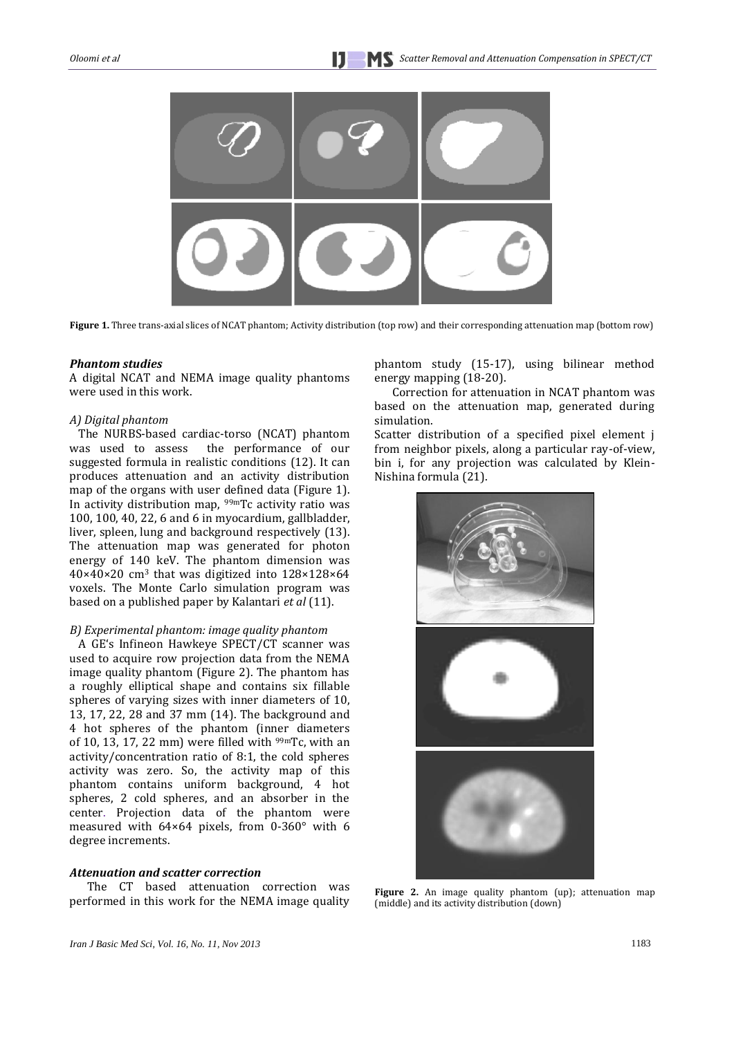Figure 1. Three trans-axial slices of NCAT phantom; Activity distribution (top row) and their corresponding attenuation map (bottom row)

### *Phantom studies*

A digital NCAT and NEMA image quality phantoms were used in this work.

#### *A) Digital phantom*

The NURBS-based cardiac-torso (NCAT) phantom was used to assess the performance of our suggested formula in realistic conditions (12). It can produces attenuation and an activity distribution map of the organs with user defined data (Figure 1). In activity distribution map, $^{99m}$Tc activity ratio was 100, 100, 40, 22, 6 and 6 in myocardium, gallbladder, liver, spleen, lung and background respectively (13). The attenuation map was generated for photon energy of 140 keV. The phantom dimension was 40×40×20 cm$^3$ that was digitized into 128×128×64 voxels. The Monte Carlo simulation program was based on a published paper by Kalantari *et al* (11).

#### *B) Experimental phantom: image quality phantom*

A GE's Infineon Hawkeye SPECT/CT scanner was used to acquire row projection data from the NEMA image quality phantom (Figure 2). The phantom has a roughly elliptical shape and contains six fillable spheres of varying sizes with inner diameters of 10, 13, 17, 22, 28 and 37 mm (14). The background and 4 hot spheres of the phantom (inner diameters of 10, 13, 17, 22 mm) were filled with $^{99m}$Tc, with an activity/concentration ratio of 8:1, the cold spheres activity was zero. So, the activity map of this phantom contains uniform background, 4 hot spheres, 2 cold spheres, and an absorber in the center. Projection data of the phantom were measured with 64×64 pixels, from 0-360° with 6 degree increments.

### *Attenuation and scatter correction*

The CT based attenuation correction was performed in this work for the NEMA image quality phantom study (15-17), using bilinear method energy mapping (18-20).

Correction for attenuation in NCAT phantom was based on the attenuation map, generated during simulation.

Scatter distribution of a specified pixel element j from neighbor pixels, along a particular ray-of-view, bin i, for any projection was calculated by Klein-Nishina formula (21).

Figure 2. An image quality phantom (up); attenuation map (middle) and its activity distribution (down)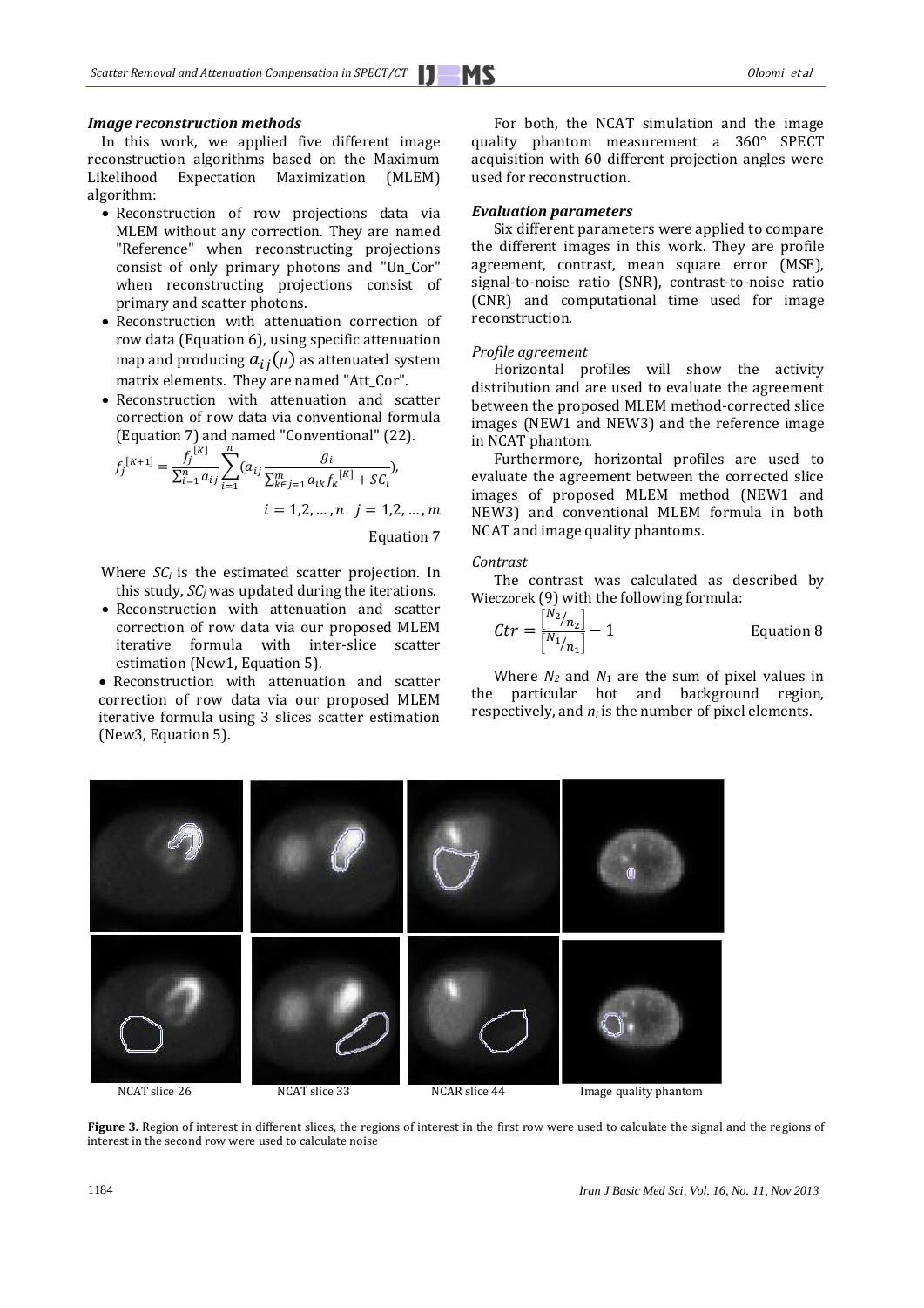### *Image reconstruction methods*

In this work, we applied five different image reconstruction algorithms based on the Maximum Likelihood Expectation Maximization (MLEM) algorithm:

- Reconstruction of row projections data via MLEM without any correction. They are named "Reference" when reconstructing projections consist of only primary photons and "Un_Cor" when reconstructing projections consist of primary and scatter photons.
- Reconstruction with attenuation correction of row data (Equation 6), using specific attenuation map and producing $a_{ij}(\mu)$ as attenuated system matrix elements. They are named "Att_Cor".
- Reconstruction with attenuation and scatter correction of row data via conventional formula (Equation 7) and named "Conventional" (22).

$$f_j^{[K+1]} = \frac{f_j^{[K]}}{\sum_{i=1}^{n} a_{ij}} \sum_{i=1}^{n} (a_{ij} \frac{g_i}{\sum_{k\in j=1}^{m} a_{ik} f_k^{[K]} + SC_i}),$$

$$i = 1,2,\ldots,n \quad j = 1,2,\ldots,m$$

Equation 7

Where $SC_i$ is the estimated scatter projection. In this study, $SC_i$ was updated during the iterations.

- Reconstruction with attenuation and scatter correction of row data via our proposed MLEM iterative formula with inter-slice scatter estimation (New1, Equation 5).
- Reconstruction with attenuation and scatter correction of row data via our proposed MLEM iterative formula using 3 slices scatter estimation (New3, Equation 5).

For both, the NCAT simulation and the image quality phantom measurement a 360° SPECT acquisition with 60 different projection angles were used for reconstruction.

### *Evaluation parameters*

Six different parameters were applied to compare the different images in this work. They are profile agreement, contrast, mean square error (MSE), signal-to-noise ratio (SNR), contrast-to-noise ratio (CNR) and computational time used for image reconstruction.

#### *Profile agreement*

Horizontal profiles will show the activity distribution and are used to evaluate the agreement between the proposed MLEM method-corrected slice images (NEW1 and NEW3) and the reference image in NCAT phantom.

Furthermore, horizontal profiles are used to evaluate the agreement between the corrected slice images of proposed MLEM method (NEW1 and NEW3) and conventional MLEM formula in both NCAT and image quality phantoms.

#### *Contrast*

The contrast was calculated as described by Wieczorek (9) with the following formula:

$$Ctr = \frac{\left[{}^{N_2}/{}_{n_2}\right]}{\left[{}^{N_1}/{}_{n_1}\right]} - 1 \qquad \text{Equation 8}$$

Where $N_2$ and $N_1$ are the sum of pixel values in the particular hot and background region, respectively, and $n_i$ is the number of pixel elements.

NCAT slice 26 NCAT slice 33 NCAR slice 44 Image quality phantom

**Figure 3.** Region of interest in different slices, the regions of interest in the first row were used to calculate the signal and the regions of interest in the second row were used to calculate noise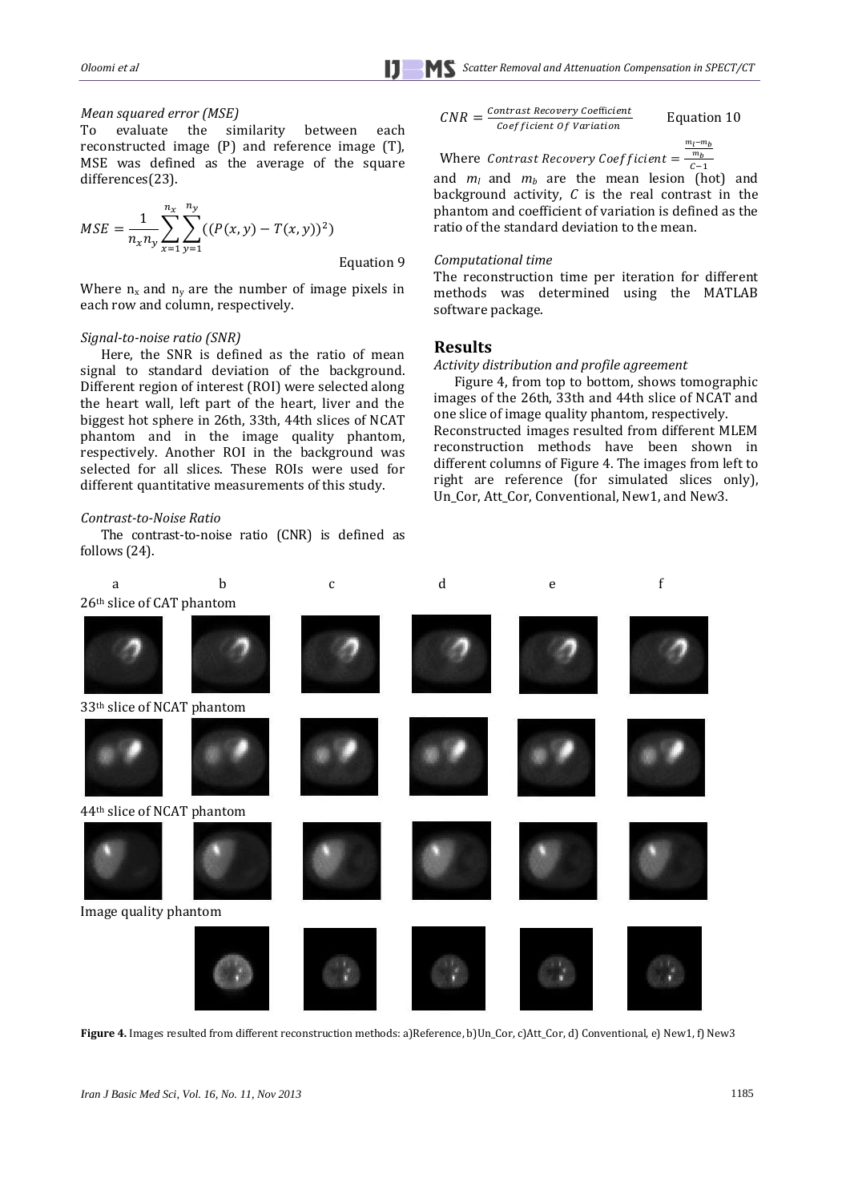*Mean squared error (MSE)*

To evaluate the similarity between each reconstructed image (P) and reference image (T), MSE was defined as the average of the square differences(23).

$$MSE = \frac{1}{n_x n_y} \sum_{x=1}^{n_x} \sum_{y=1}^{n_y} ((P(x,y) - T(x,y))^2)$$

Equation 9

Where $n_x$ and $n_y$ are the number of image pixels in each row and column, respectively.

*Signal-to-noise ratio (SNR)*

Here, the SNR is defined as the ratio of mean signal to standard deviation of the background. Different region of interest (ROI) were selected along the heart wall, left part of the heart, liver and the biggest hot sphere in 26th, 33th, 44th slices of NCAT phantom and in the image quality phantom, respectively. Another ROI in the background was selected for all slices. These ROIs were used for different quantitative measurements of this study.

*Contrast-to-Noise Ratio*

The contrast-to-noise ratio (CNR) is defined as follows (24).

$$CNR = \frac{Contrast\ Recovery\ Coefficient}{Coefficient\ Of\ Variation}$$

Equation 10

Where $Contrast\ Recovery\ Coefficient = \frac{\frac{m_l - m_b}{m_b}}{C-1}$

and $m_l$ and $m_b$ are the mean lesion (hot) and background activity, $C$ is the real contrast in the phantom and coefficient of variation is defined as the ratio of the standard deviation to the mean.

*Computational time*

The reconstruction time per iteration for different methods was determined using the MATLAB software package.

## Results

*Activity distribution and profile agreement*

Figure 4, from top to bottom, shows tomographic images of the 26th, 33th and 44th slice of NCAT and one slice of image quality phantom, respectively. Reconstructed images resulted from different MLEM reconstruction methods have been shown in different columns of Figure 4. The images from left to right are reference (for simulated slices only), Un_Cor, Att_Cor, Conventional, New1, and New3.

a b c d e f

26th slice of CAT phantom

33th slice of NCAT phantom

44th slice of NCAT phantom

Image quality phantom

**Figure 4.** Images resulted from different reconstruction methods: a)Reference, b)Un_Cor, c)Att_Cor, d) Conventional, e) New1, f) New3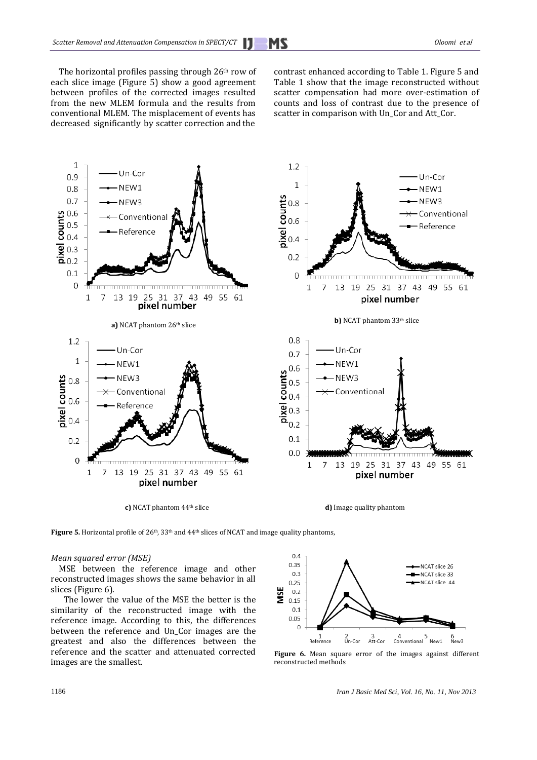The horizontal profiles passing through 26th row of each slice image (Figure 5) show a good agreement between profiles of the corrected images resulted from the new MLEM formula and the results from conventional MLEM. The misplacement of events has decreased significantly by scatter correction and the contrast enhanced according to Table 1. Figure 5 and Table 1 show that the image reconstructed without scatter compensation had more over-estimation of counts and loss of contrast due to the presence of scatter in comparison with Un_Cor and Att_Cor.

**a)** NCAT phantom 26th slice

**b)** NCAT phantom 33th slice

**c)** NCAT phantom 44th slice

**d)** Image quality phantom

**Figure 5.** Horizontal profile of 26th, 33th and 44th slices of NCAT and image quality phantoms,

*Mean squared error (MSE)*

MSE between the reference image and other reconstructed images shows the same behavior in all slices (Figure 6).

The lower the value of the MSE the better is the similarity of the reconstructed image with the reference image. According to this, the differences between the reference and Un_Cor images are the greatest and also the differences between the reference and the scatter and attenuated corrected images are the smallest.

**Figure 6.** Mean square error of the images against different reconstructed methods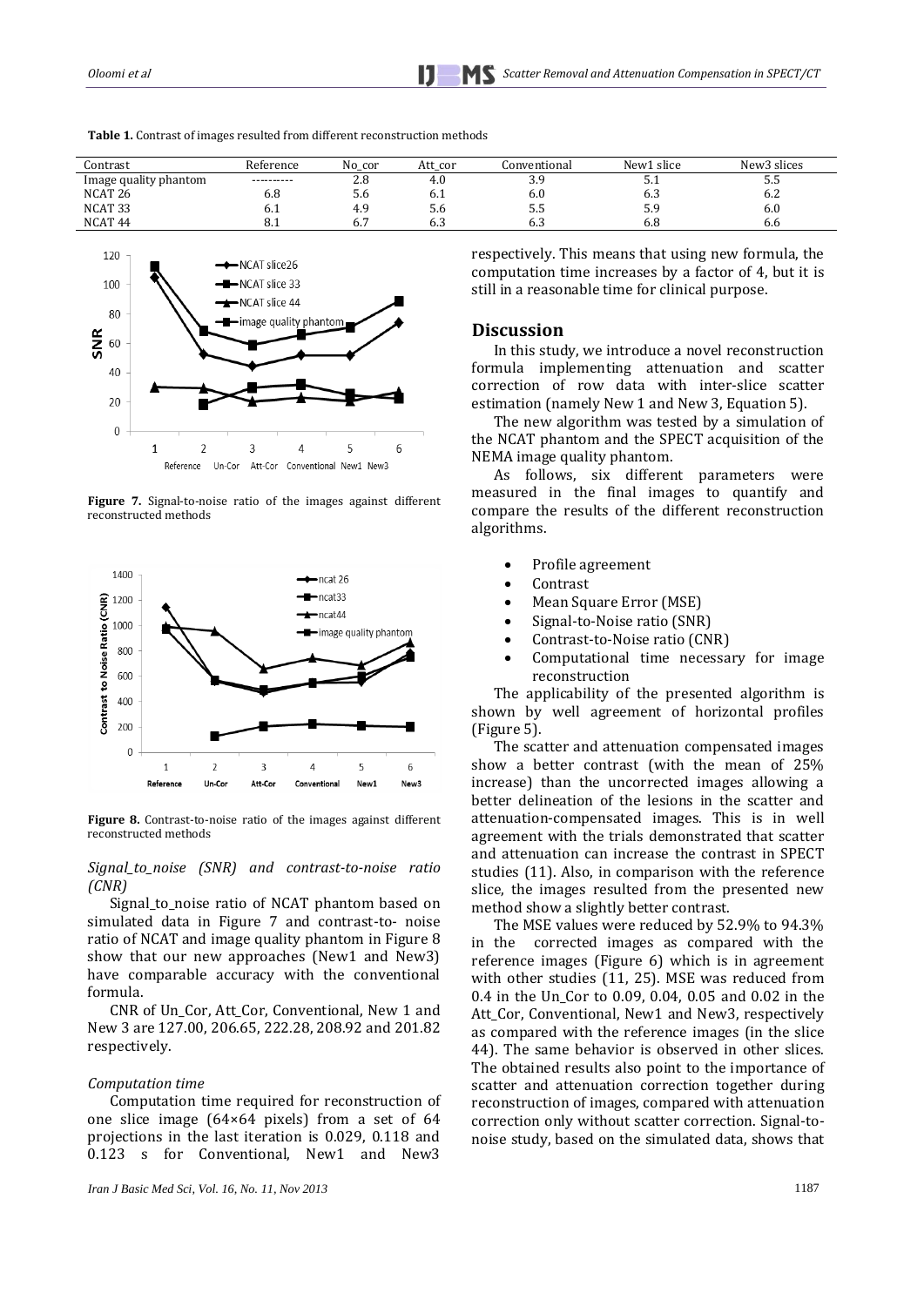**Table 1.** Contrast of images resulted from different reconstruction methods

| Contrast | Reference | No_cor | Att_cor | Conventional | New1 slice | New3 slices |
|---|---|---|---|---|---|---|
| Image quality phantom | ---------- | 2.8 | 4.0 | 3.9 | 5.1 | 5.5 |
| NCAT 26 | 6.8 | 5.6 | 6.1 | 6.0 | 6.3 | 6.2 |
| NCAT 33 | 6.1 | 4.9 | 5.6 | 5.5 | 5.9 | 6.0 |
| NCAT 44 | 8.1 | 6.7 | 6.3 | 6.3 | 6.8 | 6.6 |

**Figure 7.** Signal-to-noise ratio of the images against different reconstructed methods

**Figure 8.** Contrast-to-noise ratio of the images against different reconstructed methods

*Signal_to_noise (SNR) and contrast-to-noise ratio (CNR)*

Signal_to_noise ratio of NCAT phantom based on simulated data in Figure 7 and contrast-to- noise ratio of NCAT and image quality phantom in Figure 8 show that our new approaches (New1 and New3) have comparable accuracy with the conventional formula.

CNR of Un_Cor, Att_Cor, Conventional, New 1 and New 3 are 127.00, 206.65, 222.28, 208.92 and 201.82 respectively.

*Computation time*

Computation time required for reconstruction of one slice image (64×64 pixels) from a set of 64 projections in the last iteration is 0.029, 0.118 and 0.123 s for Conventional, New1 and New3 respectively. This means that using new formula, the computation time increases by a factor of 4, but it is still in a reasonable time for clinical purpose.

## Discussion

In this study, we introduce a novel reconstruction formula implementing attenuation and scatter correction of row data with inter-slice scatter estimation (namely New 1 and New 3, Equation 5).

The new algorithm was tested by a simulation of the NCAT phantom and the SPECT acquisition of the NEMA image quality phantom.

As follows, six different parameters were measured in the final images to quantify and compare the results of the different reconstruction algorithms.

- Profile agreement
- Contrast
- Mean Square Error (MSE)
- Signal-to-Noise ratio (SNR)
- Contrast-to-Noise ratio (CNR)
- Computational time necessary for image reconstruction

The applicability of the presented algorithm is shown by well agreement of horizontal profiles (Figure 5).

The scatter and attenuation compensated images show a better contrast (with the mean of 25% increase) than the uncorrected images allowing a better delineation of the lesions in the scatter and attenuation-compensated images. This is in well agreement with the trials demonstrated that scatter and attenuation can increase the contrast in SPECT studies (11). Also, in comparison with the reference slice, the images resulted from the presented new method show a slightly better contrast.

The MSE values were reduced by 52.9% to 94.3% in the corrected images as compared with the reference images (Figure 6) which is in agreement with other studies (11, 25). MSE was reduced from 0.4 in the Un_Cor to 0.09, 0.04, 0.05 and 0.02 in the Att_Cor, Conventional, New1 and New3, respectively as compared with the reference images (in the slice 44). The same behavior is observed in other slices. The obtained results also point to the importance of scatter and attenuation correction together during reconstruction of images, compared with attenuation correction only without scatter correction. Signal-to-noise study, based on the simulated data, shows that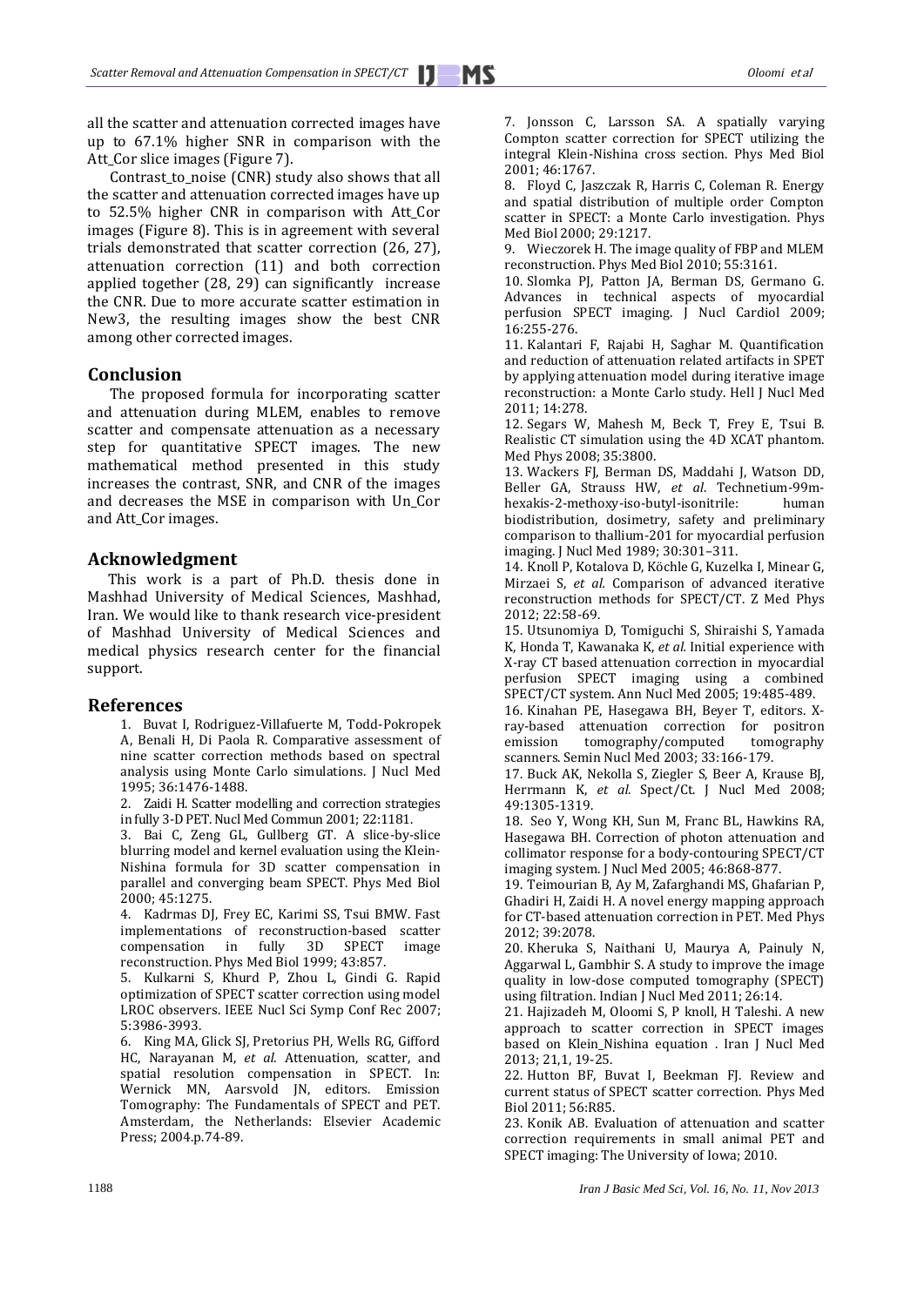all the scatter and attenuation corrected images have up to 67.1% higher SNR in comparison with the Att_Cor slice images (Figure 7).

Contrast_to_noise (CNR) study also shows that all the scatter and attenuation corrected images have up to 52.5% higher CNR in comparison with Att_Cor images (Figure 8). This is in agreement with several trials demonstrated that scatter correction (26, 27), attenuation correction (11) and both correction applied together (28, 29) can significantly increase the CNR. Due to more accurate scatter estimation in New3, the resulting images show the best CNR among other corrected images.

## Conclusion

The proposed formula for incorporating scatter and attenuation during MLEM, enables to remove scatter and compensate attenuation as a necessary step for quantitative SPECT images. The new mathematical method presented in this study increases the contrast, SNR, and CNR of the images and decreases the MSE in comparison with Un_Cor and Att_Cor images.

## Acknowledgment

This work is a part of Ph.D. thesis done in Mashhad University of Medical Sciences, Mashhad, Iran. We would like to thank research vice-president of Mashhad University of Medical Sciences and medical physics research center for the financial support.

## References

1. Buvat I, Rodriguez-Villafuerte M, Todd-Pokropek A, Benali H, Di Paola R. Comparative assessment of nine scatter correction methods based on spectral analysis using Monte Carlo simulations. J Nucl Med 1995; 36:1476-1488.
2. Zaidi H. Scatter modelling and correction strategies in fully 3-D PET. Nucl Med Commun 2001; 22:1181.
3. Bai C, Zeng GL, Gullberg GT. A slice-by-slice blurring model and kernel evaluation using the Klein-Nishina formula for 3D scatter compensation in parallel and converging beam SPECT. Phys Med Biol 2000; 45:1275.
4. Kadrmas DJ, Frey EC, Karimi SS, Tsui BMW. Fast implementations of reconstruction-based scatter compensation in fully 3D SPECT image reconstruction. Phys Med Biol 1999; 43:857.
5. Kulkarni S, Khurd P, Zhou L, Gindi G. Rapid optimization of SPECT scatter correction using model LROC observers. IEEE Nucl Sci Symp Conf Rec 2007; 5:3986-3993.
6. King MA, Glick SJ, Pretorius PH, Wells RG, Gifford HC, Narayanan M, *et al.* Attenuation, scatter, and spatial resolution compensation in SPECT. In: Wernick MN, Aarsvold JN, editors. Emission Tomography: The Fundamentals of SPECT and PET. Amsterdam, the Netherlands: Elsevier Academic Press; 2004.p.74-89.
7. Jonsson C, Larsson SA. A spatially varying Compton scatter correction for SPECT utilizing the integral Klein-Nishina cross section. Phys Med Biol 2001; 46:1767.
8. Floyd C, Jaszczak R, Harris C, Coleman R. Energy and spatial distribution of multiple order Compton scatter in SPECT: a Monte Carlo investigation. Phys Med Biol 2000; 29:1217.
9. Wieczorek H. The image quality of FBP and MLEM reconstruction. Phys Med Biol 2010; 55:3161.
10. Slomka PJ, Patton JA, Berman DS, Germano G. Advances in technical aspects of myocardial perfusion SPECT imaging. J Nucl Cardiol 2009; 16:255-276.
11. Kalantari F, Rajabi H, Saghar M. Quantification and reduction of attenuation related artifacts in SPET by applying attenuation model during iterative image reconstruction: a Monte Carlo study. Hell J Nucl Med 2011; 14:278.
12. Segars W, Mahesh M, Beck T, Frey E, Tsui B. Realistic CT simulation using the 4D XCAT phantom. Med Phys 2008; 35:3800.
13. Wackers FJ, Berman DS, Maddahi J, Watson DD, Beller GA, Strauss HW, *et al.* Technetium-99m-hexakis-2-methoxy-iso-butyl-isonitrile: human biodistribution, dosimetry, safety and preliminary comparison to thallium-201 for myocardial perfusion imaging. J Nucl Med 1989; 30:301–311.
14. Knoll P, Kotalova D, Köchle G, Kuzelka I, Minear G, Mirzaei S, *et al.* Comparison of advanced iterative reconstruction methods for SPECT/CT. Z Med Phys 2012; 22:58-69.
15. Utsunomiya D, Tomiguchi S, Shiraishi S, Yamada K, Honda T, Kawanaka K, *et al.* Initial experience with X-ray CT based attenuation correction in myocardial perfusion SPECT imaging using a combined SPECT/CT system. Ann Nucl Med 2005; 19:485-489.
16. Kinahan PE, Hasegawa BH, Beyer T, editors. X-ray-based attenuation correction for positron emission tomography/computed tomography scanners. Semin Nucl Med 2003; 33:166-179.
17. Buck AK, Nekolla S, Ziegler S, Beer A, Krause BJ, Herrmann K, *et al.* Spect/Ct. J Nucl Med 2008; 49:1305-1319.
18. Seo Y, Wong KH, Sun M, Franc BL, Hawkins RA, Hasegawa BH. Correction of photon attenuation and collimator response for a body-contouring SPECT/CT imaging system. J Nucl Med 2005; 46:868-877.
19. Teimourian B, Ay M, Zafarghandi MS, Ghafarian P, Ghadiri H, Zaidi H. A novel energy mapping approach for CT-based attenuation correction in PET. Med Phys 2012; 39:2078.
20. Kheruka S, Naithani U, Maurya A, Painuly N, Aggarwal L, Gambhir S. A study to improve the image quality in low-dose computed tomography (SPECT) using filtration. Indian J Nucl Med 2011; 26:14.
21. Hajizadeh M, Oloomi S, P knoll, H Taleshi. A new approach to scatter correction in SPECT images based on Klein_Nishina equation . Iran J Nucl Med 2013; 21,1, 19-25.
22. Hutton BF, Buvat I, Beekman FJ. Review and current status of SPECT scatter correction. Phys Med Biol 2011; 56:R85.
23. Konik AB. Evaluation of attenuation and scatter correction requirements in small animal PET and SPECT imaging: The University of Iowa; 2010.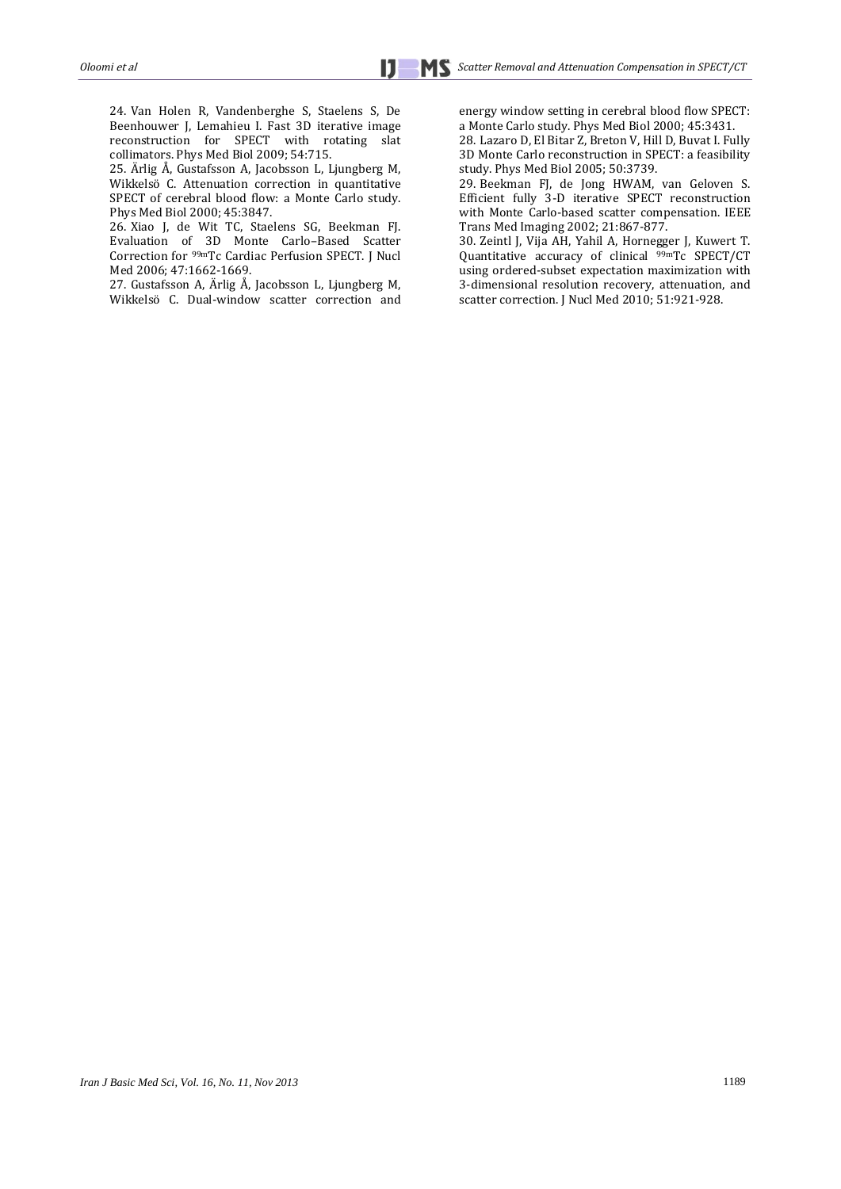24. Van Holen R, Vandenberghe S, Staelens S, De Beenhouwer J, Lemahieu I. Fast 3D iterative image reconstruction for SPECT with rotating slat collimators. Phys Med Biol 2009; 54:715.

25. Ärlig Å, Gustafsson A, Jacobsson L, Ljungberg M, Wikkelsö C. Attenuation correction in quantitative SPECT of cerebral blood flow: a Monte Carlo study. Phys Med Biol 2000; 45:3847.

26. Xiao J, de Wit TC, Staelens SG, Beekman FJ. Evaluation of 3D Monte Carlo–Based Scatter Correction for $^{99m}$Tc Cardiac Perfusion SPECT. J Nucl Med 2006; 47:1662-1669.

27. Gustafsson A, Ärlig Å, Jacobsson L, Ljungberg M, Wikkelsö C. Dual-window scatter correction and energy window setting in cerebral blood flow SPECT: a Monte Carlo study. Phys Med Biol 2000; 45:3431.

28. Lazaro D, El Bitar Z, Breton V, Hill D, Buvat I. Fully 3D Monte Carlo reconstruction in SPECT: a feasibility study. Phys Med Biol 2005; 50:3739.

29. Beekman FJ, de Jong HWAM, van Geloven S. Efficient fully 3-D iterative SPECT reconstruction with Monte Carlo-based scatter compensation. IEEE Trans Med Imaging 2002; 21:867-877.

30. Zeintl J, Vija AH, Yahil A, Hornegger J, Kuwert T. Quantitative accuracy of clinical $^{99m}$Tc SPECT/CT using ordered-subset expectation maximization with 3-dimensional resolution recovery, attenuation, and scatter correction. J Nucl Med 2010; 51:921-928.